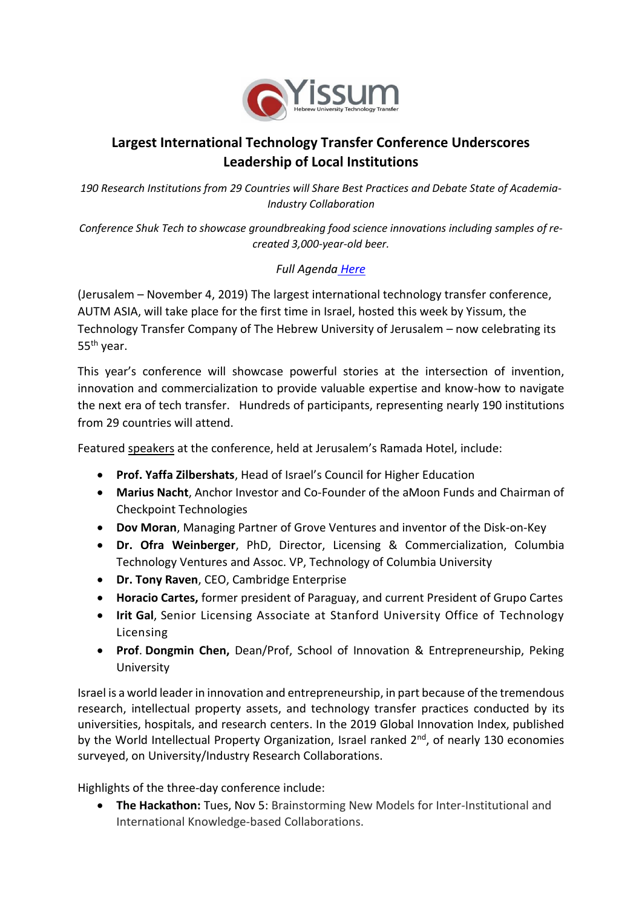# Largest International Technology Transfer Conference Underscores Leadership of Local Institutions

*190 Research Institutions from 29 Countries will Share Best Practices and Debate State of Academia-Industry Collaboration*

*Conference Shuk Tech to showcase groundbreaking food science innovations including samples of re-created 3,000-year-old beer.*

*Full Agenda Here*

(Jerusalem – November 4, 2019) The largest international technology transfer conference, AUTM ASIA, will take place for the first time in Israel, hosted this week by Yissum, the Technology Transfer Company of The Hebrew University of Jerusalem – now celebrating its 55th year.

This year's conference will showcase powerful stories at the intersection of invention, innovation and commercialization to provide valuable expertise and know-how to navigate the next era of tech transfer. Hundreds of participants, representing nearly 190 institutions from 29 countries will attend.

Featured speakers at the conference, held at Jerusalem's Ramada Hotel, include:

- **Prof. Yaffa Zilbershats**, Head of Israel's Council for Higher Education
- **Marius Nacht**, Anchor Investor and Co-Founder of the aMoon Funds and Chairman of Checkpoint Technologies
- **Dov Moran**, Managing Partner of Grove Ventures and inventor of the Disk-on-Key
- **Dr. Ofra Weinberger**, PhD, Director, Licensing & Commercialization, Columbia Technology Ventures and Assoc. VP, Technology of Columbia University
- **Dr. Tony Raven**, CEO, Cambridge Enterprise
- **Horacio Cartes,** former president of Paraguay, and current President of Grupo Cartes
- **Irit Gal**, Senior Licensing Associate at Stanford University Office of Technology Licensing
- **Prof. Dongmin Chen,** Dean/Prof, School of Innovation & Entrepreneurship, Peking University

Israel is a world leader in innovation and entrepreneurship, in part because of the tremendous research, intellectual property assets, and technology transfer practices conducted by its universities, hospitals, and research centers. In the 2019 Global Innovation Index, published by the World Intellectual Property Organization, Israel ranked 2nd, of nearly 130 economies surveyed, on University/Industry Research Collaborations.

Highlights of the three-day conference include:

- **The Hackathon:** Tues, Nov 5: Brainstorming New Models for Inter-Institutional and International Knowledge-based Collaborations.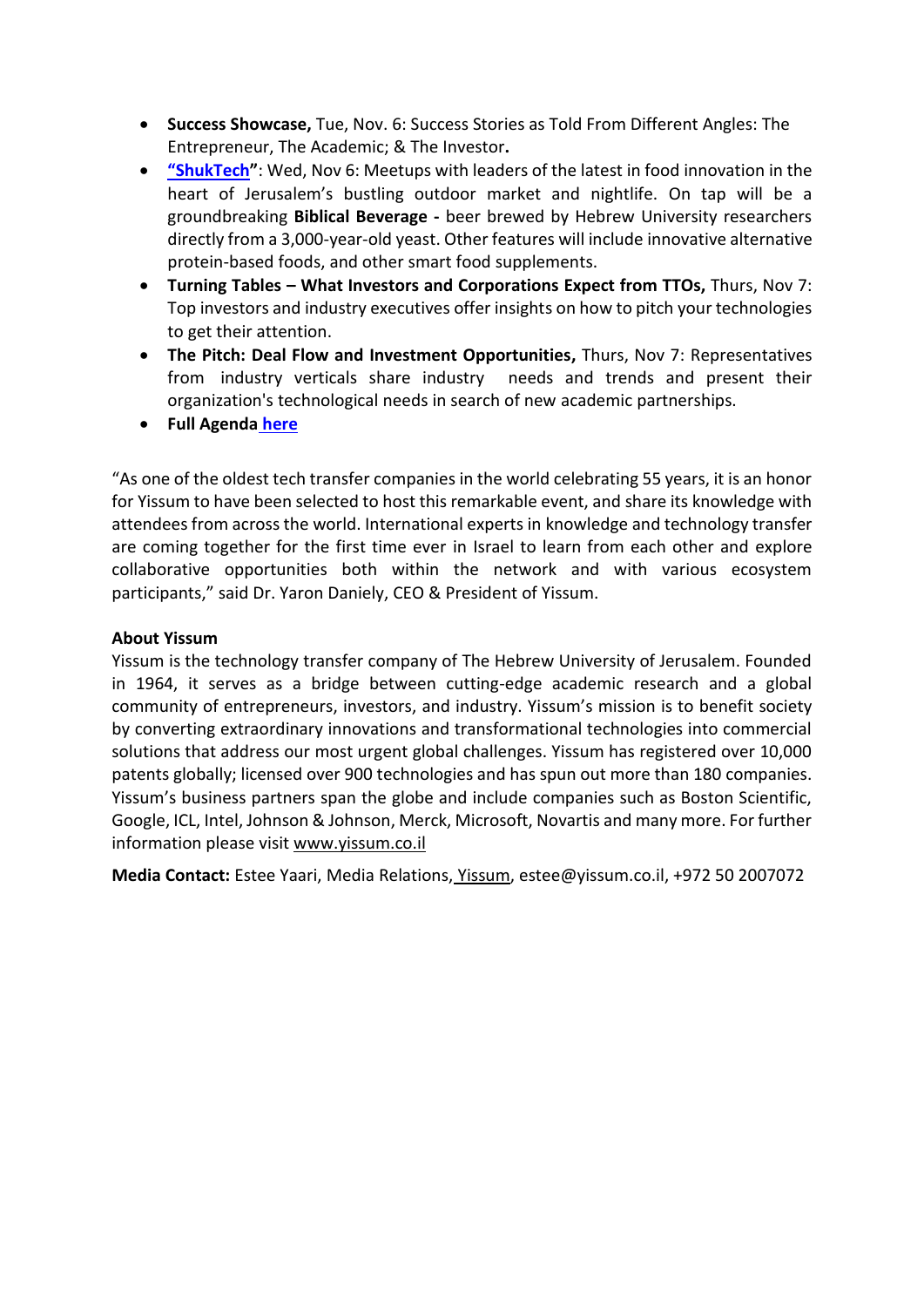- **Success Showcase,** Tue, Nov. 6: Success Stories as Told From Different Angles: The Entrepreneur, The Academic; & The Investor**.**
- **"ShukTech"**: Wed, Nov 6: Meetups with leaders of the latest in food innovation in the heart of Jerusalem's bustling outdoor market and nightlife. On tap will be a groundbreaking **Biblical Beverage -** beer brewed by Hebrew University researchers directly from a 3,000-year-old yeast. Other features will include innovative alternative protein-based foods, and other smart food supplements.
- **Turning Tables – What Investors and Corporations Expect from TTOs,** Thurs, Nov 7: Top investors and industry executives offer insights on how to pitch your technologies to get their attention.
- **The Pitch: Deal Flow and Investment Opportunities,** Thurs, Nov 7: Representatives from industry verticals share industry needs and trends and present their organization's technological needs in search of new academic partnerships.
- **Full Agenda here**

"As one of the oldest tech transfer companies in the world celebrating 55 years, it is an honor for Yissum to have been selected to host this remarkable event, and share its knowledge with attendees from across the world. International experts in knowledge and technology transfer are coming together for the first time ever in Israel to learn from each other and explore collaborative opportunities both within the network and with various ecosystem participants," said Dr. Yaron Daniely, CEO & President of Yissum.

**About Yissum**

Yissum is the technology transfer company of The Hebrew University of Jerusalem. Founded in 1964, it serves as a bridge between cutting-edge academic research and a global community of entrepreneurs, investors, and industry. Yissum's mission is to benefit society by converting extraordinary innovations and transformational technologies into commercial solutions that address our most urgent global challenges. Yissum has registered over 10,000 patents globally; licensed over 900 technologies and has spun out more than 180 companies. Yissum's business partners span the globe and include companies such as Boston Scientific, Google, ICL, Intel, Johnson & Johnson, Merck, Microsoft, Novartis and many more. For further information please visit www.yissum.co.il

**Media Contact:** Estee Yaari, Media Relations, Yissum, estee@yissum.co.il, +972 50 2007072